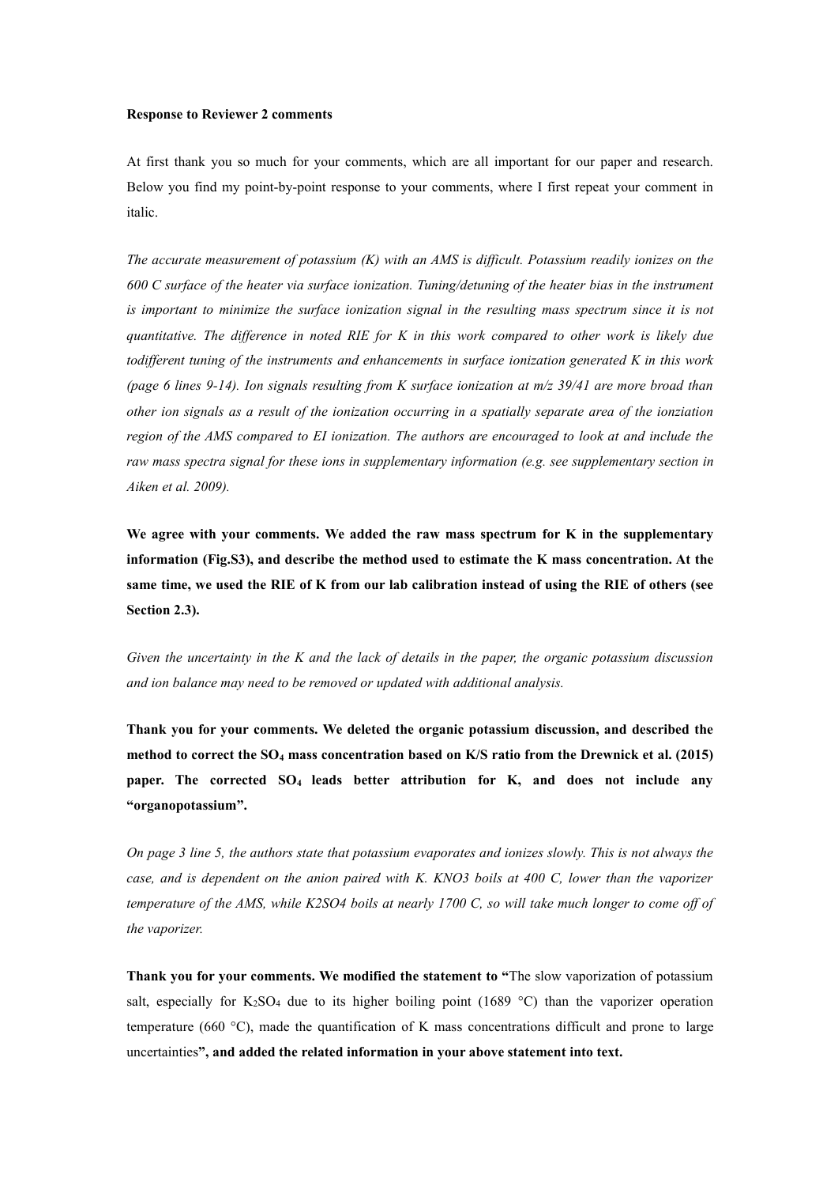**Response to Reviewer 2 comments**

At first thank you so much for your comments, which are all important for our paper and research. Below you find my point-by-point response to your comments, where I first repeat your comment in italic.

*The accurate measurement of potassium (K) with an AMS is difficult. Potassium readily ionizes on the 600 C surface of the heater via surface ionization. Tuning/detuning of the heater bias in the instrument is important to minimize the surface ionization signal in the resulting mass spectrum since it is not quantitative. The difference in noted RIE for K in this work compared to other work is likely due todifferent tuning of the instruments and enhancements in surface ionization generated K in this work (page 6 lines 9-14). Ion signals resulting from K surface ionization at m/z 39/41 are more broad than other ion signals as a result of the ionization occurring in a spatially separate area of the ionziation region of the AMS compared to EI ionization. The authors are encouraged to look at and include the raw mass spectra signal for these ions in supplementary information (e.g. see supplementary section in Aiken et al. 2009).*

**We agree with your comments. We added the raw mass spectrum for K in the supplementary information (Fig.S3), and describe the method used to estimate the K mass concentration. At the same time, we used the RIE of K from our lab calibration instead of using the RIE of others (see Section 2.3).**

*Given the uncertainty in the K and the lack of details in the paper, the organic potassium discussion and ion balance may need to be removed or updated with additional analysis.*

**Thank you for your comments. We deleted the organic potassium discussion, and described the method to correct the $SO_4$ mass concentration based on K/S ratio from the Drewnick et al. (2015) paper. The corrected $SO_4$ leads better attribution for K, and does not include any "organopotassium".**

*On page 3 line 5, the authors state that potassium evaporates and ionizes slowly. This is not always the case, and is dependent on the anion paired with K. $KNO_3$ boils at 400 C, lower than the vaporizer temperature of the AMS, while $K_2SO_4$ boils at nearly 1700 C, so will take much longer to come off of the vaporizer.*

**Thank you for your comments. We modified the statement to "**The slow vaporization of potassium salt, especially for $K_2SO_4$ due to its higher boiling point (1689 °C) than the vaporizer operation temperature (660 °C), made the quantification of K mass concentrations difficult and prone to large uncertainties**", and added the related information in your above statement into text.**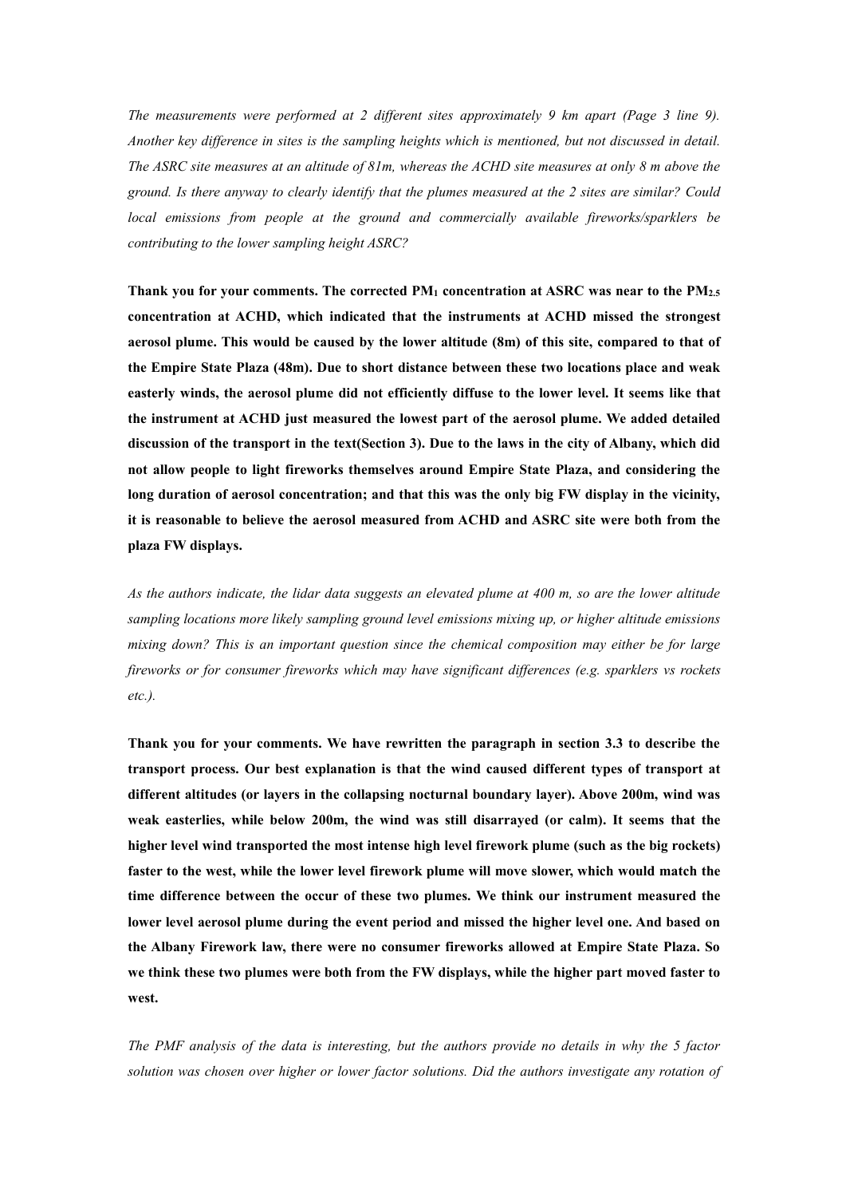*The measurements were performed at 2 different sites approximately 9 km apart (Page 3 line 9). Another key difference in sites is the sampling heights which is mentioned, but not discussed in detail. The ASRC site measures at an altitude of 81m, whereas the ACHD site measures at only 8 m above the ground. Is there anyway to clearly identify that the plumes measured at the 2 sites are similar? Could local emissions from people at the ground and commercially available fireworks/sparklers be contributing to the lower sampling height ASRC?*

**Thank you for your comments. The corrected $PM_1$ concentration at ASRC was near to the $PM_{2.5}$ concentration at ACHD, which indicated that the instruments at ACHD missed the strongest aerosol plume. This would be caused by the lower altitude (8m) of this site, compared to that of the Empire State Plaza (48m). Due to short distance between these two locations place and weak easterly winds, the aerosol plume did not efficiently diffuse to the lower level. It seems like that the instrument at ACHD just measured the lowest part of the aerosol plume. We added detailed discussion of the transport in the text(Section 3). Due to the laws in the city of Albany, which did not allow people to light fireworks themselves around Empire State Plaza, and considering the long duration of aerosol concentration; and that this was the only big FW display in the vicinity, it is reasonable to believe the aerosol measured from ACHD and ASRC site were both from the plaza FW displays.**

*As the authors indicate, the lidar data suggests an elevated plume at 400 m, so are the lower altitude sampling locations more likely sampling ground level emissions mixing up, or higher altitude emissions mixing down? This is an important question since the chemical composition may either be for large fireworks or for consumer fireworks which may have significant differences (e.g. sparklers vs rockets etc.).*

**Thank you for your comments. We have rewritten the paragraph in section 3.3 to describe the transport process. Our best explanation is that the wind caused different types of transport at different altitudes (or layers in the collapsing nocturnal boundary layer). Above 200m, wind was weak easterlies, while below 200m, the wind was still disarrayed (or calm). It seems that the higher level wind transported the most intense high level firework plume (such as the big rockets) faster to the west, while the lower level firework plume will move slower, which would match the time difference between the occur of these two plumes. We think our instrument measured the lower level aerosol plume during the event period and missed the higher level one. And based on the Albany Firework law, there were no consumer fireworks allowed at Empire State Plaza. So we think these two plumes were both from the FW displays, while the higher part moved faster to west.**

*The PMF analysis of the data is interesting, but the authors provide no details in why the 5 factor solution was chosen over higher or lower factor solutions. Did the authors investigate any rotation of*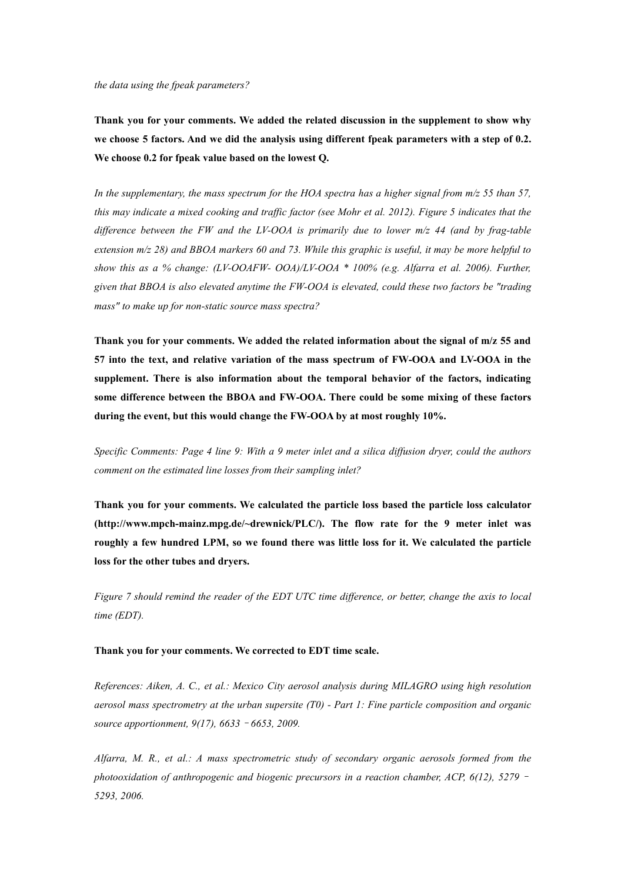*the data using the fpeak parameters?*

**Thank you for your comments. We added the related discussion in the supplement to show why we choose 5 factors. And we did the analysis using different fpeak parameters with a step of 0.2. We choose 0.2 for fpeak value based on the lowest Q.**

*In the supplementary, the mass spectrum for the HOA spectra has a higher signal from m/z 55 than 57, this may indicate a mixed cooking and traffic factor (see Mohr et al. 2012). Figure 5 indicates that the difference between the FW and the LV-OOA is primarily due to lower m/z 44 (and by frag-table extension m/z 28) and BBOA markers 60 and 73. While this graphic is useful, it may be more helpful to show this as a % change: (LV-OOAFW- OOA)/LV-OOA * 100% (e.g. Alfarra et al. 2006). Further, given that BBOA is also elevated anytime the FW-OOA is elevated, could these two factors be "trading mass" to make up for non-static source mass spectra?*

**Thank you for your comments. We added the related information about the signal of m/z 55 and 57 into the text, and relative variation of the mass spectrum of FW-OOA and LV-OOA in the supplement. There is also information about the temporal behavior of the factors, indicating some difference between the BBOA and FW-OOA. There could be some mixing of these factors during the event, but this would change the FW-OOA by at most roughly 10%.**

*Specific Comments: Page 4 line 9: With a 9 meter inlet and a silica diffusion dryer, could the authors comment on the estimated line losses from their sampling inlet?*

**Thank you for your comments. We calculated the particle loss based the particle loss calculator (http://www.mpch-mainz.mpg.de/~drewnick/PLC/). The flow rate for the 9 meter inlet was roughly a few hundred LPM, so we found there was little loss for it. We calculated the particle loss for the other tubes and dryers.**

*Figure 7 should remind the reader of the EDT UTC time difference, or better, change the axis to local time (EDT).*

**Thank you for your comments. We corrected to EDT time scale.**

*References: Aiken, A. C., et al.: Mexico City aerosol analysis during MILAGRO using high resolution aerosol mass spectrometry at the urban supersite (T0) - Part 1: Fine particle composition and organic source apportionment, 9(17), 6633–6653, 2009.*

*Alfarra, M. R., et al.: A mass spectrometric study of secondary organic aerosols formed from the photooxidation of anthropogenic and biogenic precursors in a reaction chamber, ACP, 6(12), 5279–5293, 2006.*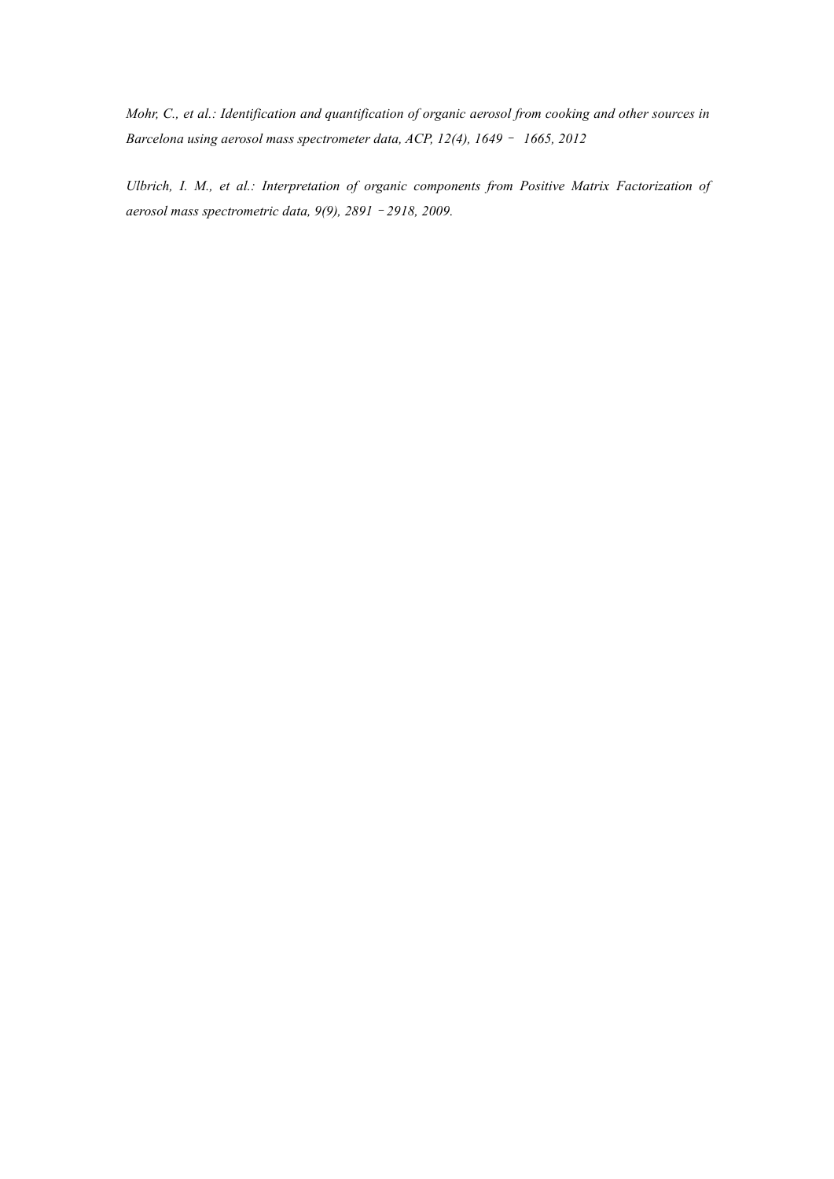*Mohr, C., et al.: Identification and quantification of organic aerosol from cooking and other sources in Barcelona using aerosol mass spectrometer data, ACP, 12(4), 1649 – 1665, 2012*

*Ulbrich, I. M., et al.: Interpretation of organic components from Positive Matrix Factorization of aerosol mass spectrometric data, 9(9), 2891 – 2918, 2009.*